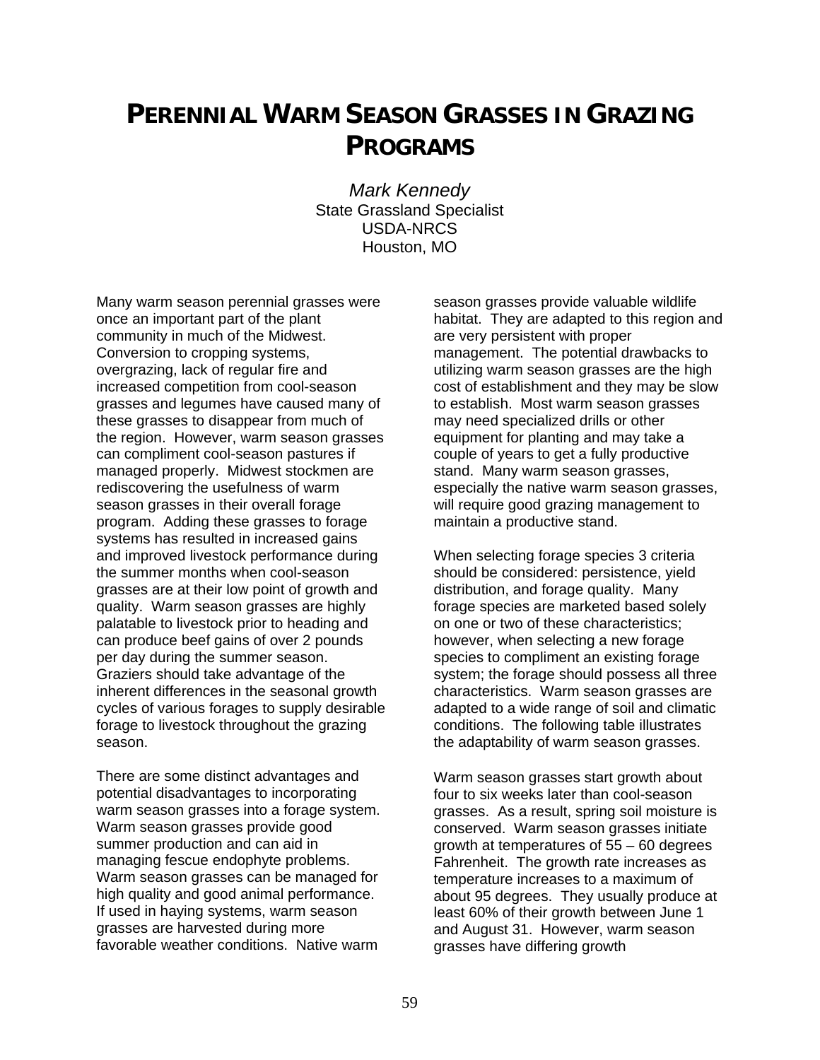# PERENNIAL WARM SEASON GRASSES IN GRAZING PROGRAMS

*Mark Kennedy*
State Grassland Specialist
USDA-NRCS
Houston, MO

Many warm season perennial grasses were once an important part of the plant community in much of the Midwest. Conversion to cropping systems, overgrazing, lack of regular fire and increased competition from cool-season grasses and legumes have caused many of these grasses to disappear from much of the region. However, warm season grasses can compliment cool-season pastures if managed properly. Midwest stockmen are rediscovering the usefulness of warm season grasses in their overall forage program. Adding these grasses to forage systems has resulted in increased gains and improved livestock performance during the summer months when cool-season grasses are at their low point of growth and quality. Warm season grasses are highly palatable to livestock prior to heading and can produce beef gains of over 2 pounds per day during the summer season. Graziers should take advantage of the inherent differences in the seasonal growth cycles of various forages to supply desirable forage to livestock throughout the grazing season.

There are some distinct advantages and potential disadvantages to incorporating warm season grasses into a forage system. Warm season grasses provide good summer production and can aid in managing fescue endophyte problems. Warm season grasses can be managed for high quality and good animal performance. If used in haying systems, warm season grasses are harvested during more favorable weather conditions. Native warm season grasses provide valuable wildlife habitat. They are adapted to this region and are very persistent with proper management. The potential drawbacks to utilizing warm season grasses are the high cost of establishment and they may be slow to establish. Most warm season grasses may need specialized drills or other equipment for planting and may take a couple of years to get a fully productive stand. Many warm season grasses, especially the native warm season grasses, will require good grazing management to maintain a productive stand.

When selecting forage species 3 criteria should be considered: persistence, yield distribution, and forage quality. Many forage species are marketed based solely on one or two of these characteristics; however, when selecting a new forage species to compliment an existing forage system; the forage should possess all three characteristics. Warm season grasses are adapted to a wide range of soil and climatic conditions. The following table illustrates the adaptability of warm season grasses.

Warm season grasses start growth about four to six weeks later than cool-season grasses. As a result, spring soil moisture is conserved. Warm season grasses initiate growth at temperatures of 55 – 60 degrees Fahrenheit. The growth rate increases as temperature increases to a maximum of about 95 degrees. They usually produce at least 60% of their growth between June 1 and August 31. However, warm season grasses have differing growth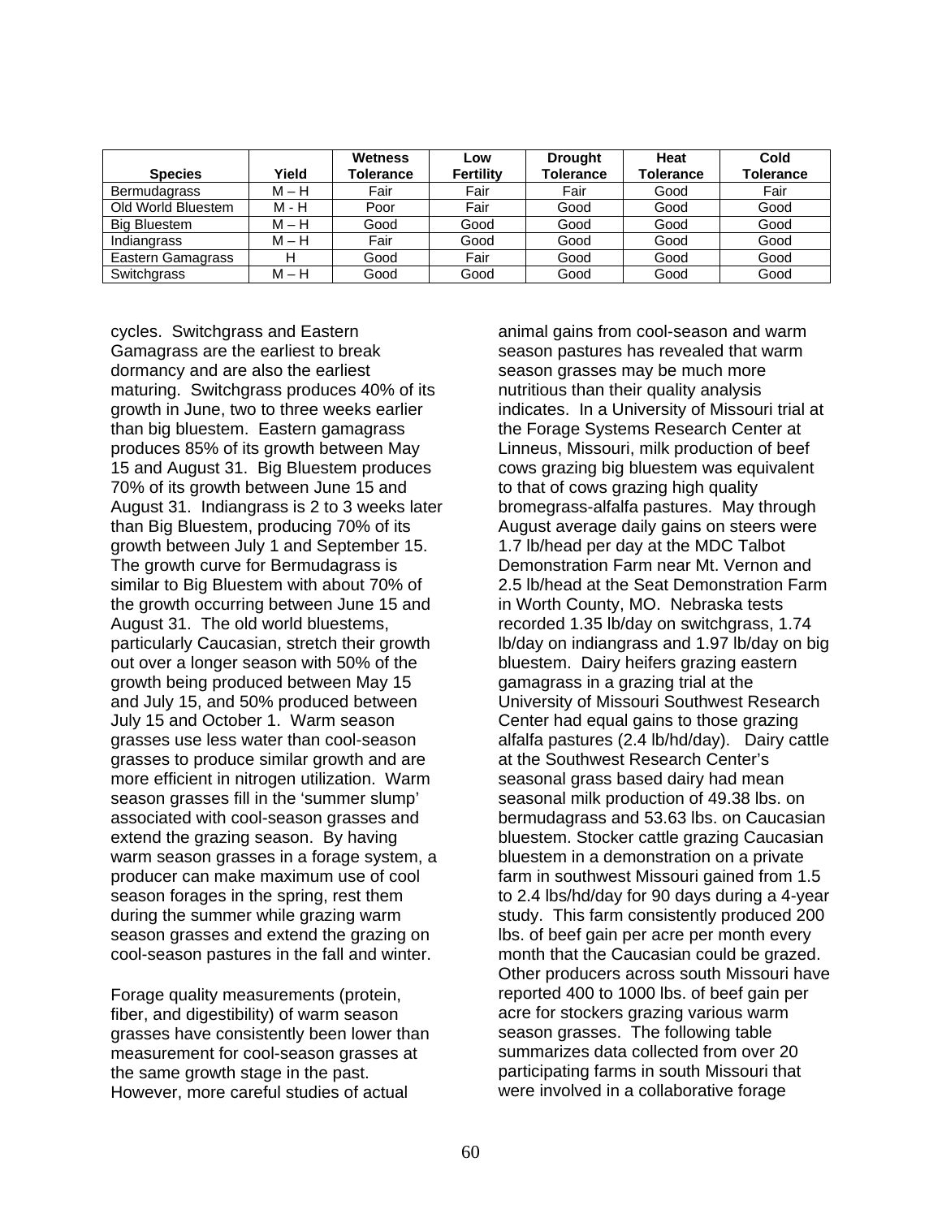| Species | Yield | Wetness Tolerance | Low Fertility | Drought Tolerance | Heat Tolerance | Cold Tolerance |
|---|---|---|---|---|---|---|
| Bermudagrass | M – H | Fair | Fair | Fair | Good | Fair |
| Old World Bluestem | M - H | Poor | Fair | Good | Good | Good |
| Big Bluestem | M – H | Good | Good | Good | Good | Good |
| Indiangrass | M – H | Fair | Good | Good | Good | Good |
| Eastern Gamagrass | H | Good | Fair | Good | Good | Good |
| Switchgrass | M – H | Good | Good | Good | Good | Good |

cycles. Switchgrass and Eastern Gamagrass are the earliest to break dormancy and are also the earliest maturing. Switchgrass produces 40% of its growth in June, two to three weeks earlier than big bluestem. Eastern gamagrass produces 85% of its growth between May 15 and August 31. Big Bluestem produces 70% of its growth between June 15 and August 31. Indiangrass is 2 to 3 weeks later than Big Bluestem, producing 70% of its growth between July 1 and September 15. The growth curve for Bermudagrass is similar to Big Bluestem with about 70% of the growth occurring between June 15 and August 31. The old world bluestems, particularly Caucasian, stretch their growth out over a longer season with 50% of the growth being produced between May 15 and July 15, and 50% produced between July 15 and October 1. Warm season grasses use less water than cool-season grasses to produce similar growth and are more efficient in nitrogen utilization. Warm season grasses fill in the 'summer slump' associated with cool-season grasses and extend the grazing season. By having warm season grasses in a forage system, a producer can make maximum use of cool season forages in the spring, rest them during the summer while grazing warm season grasses and extend the grazing on cool-season pastures in the fall and winter.

Forage quality measurements (protein, fiber, and digestibility) of warm season grasses have consistently been lower than measurement for cool-season grasses at the same growth stage in the past. However, more careful studies of actual animal gains from cool-season and warm season pastures has revealed that warm season grasses may be much more nutritious than their quality analysis indicates. In a University of Missouri trial at the Forage Systems Research Center at Linneus, Missouri, milk production of beef cows grazing big bluestem was equivalent to that of cows grazing high quality bromegrass-alfalfa pastures. May through August average daily gains on steers were 1.7 lb/head per day at the MDC Talbot Demonstration Farm near Mt. Vernon and 2.5 lb/head at the Seat Demonstration Farm in Worth County, MO. Nebraska tests recorded 1.35 lb/day on switchgrass, 1.74 lb/day on indiangrass and 1.97 lb/day on big bluestem. Dairy heifers grazing eastern gamagrass in a grazing trial at the University of Missouri Southwest Research Center had equal gains to those grazing alfalfa pastures (2.4 lb/hd/day). Dairy cattle at the Southwest Research Center's seasonal grass based dairy had mean seasonal milk production of 49.38 lbs. on bermudagrass and 53.63 lbs. on Caucasian bluestem. Stocker cattle grazing Caucasian bluestem in a demonstration on a private farm in southwest Missouri gained from 1.5 to 2.4 lbs/hd/day for 90 days during a 4-year study. This farm consistently produced 200 lbs. of beef gain per acre per month every month that the Caucasian could be grazed. Other producers across south Missouri have reported 400 to 1000 lbs. of beef gain per acre for stockers grazing various warm season grasses. The following table summarizes data collected from over 20 participating farms in south Missouri that were involved in a collaborative forage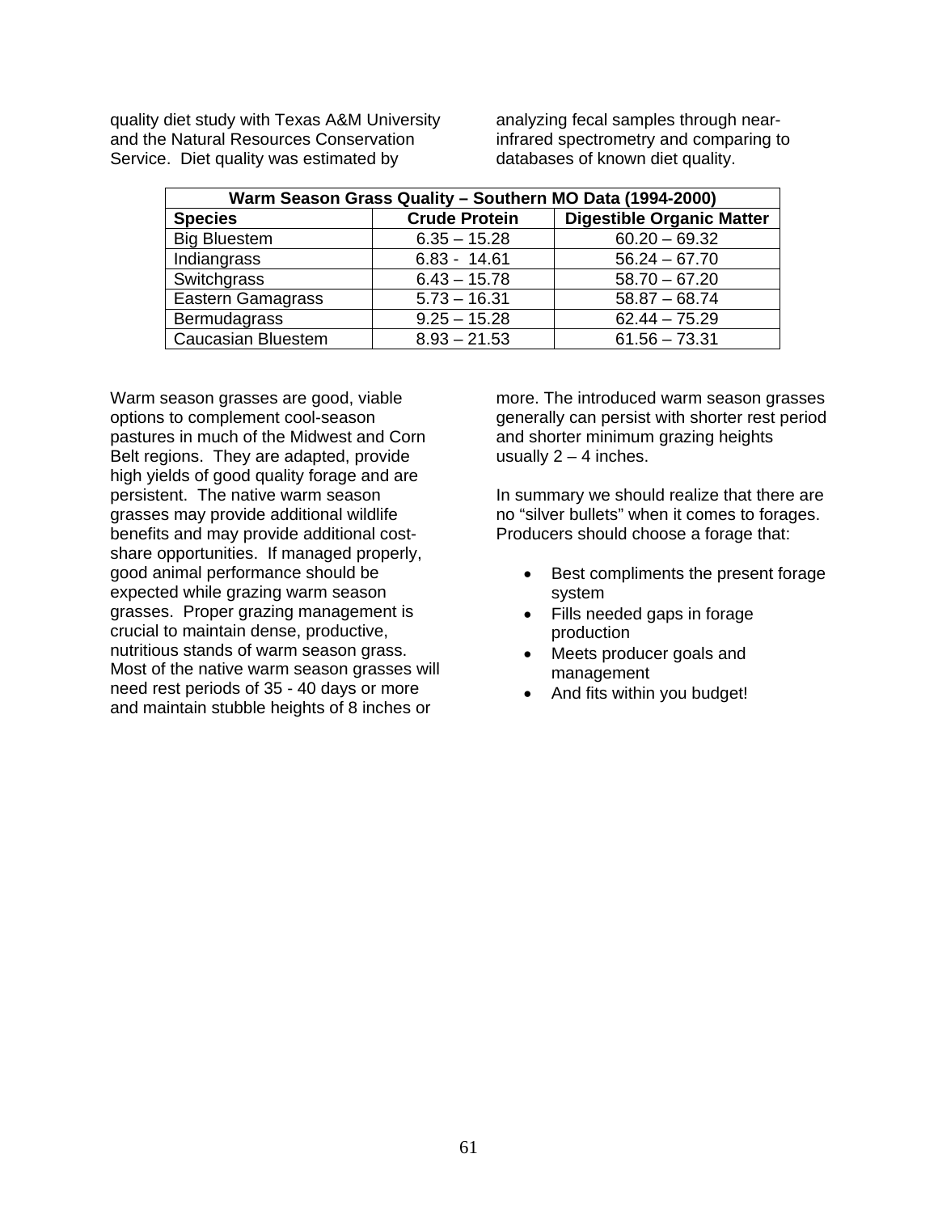quality diet study with Texas A&M University and the Natural Resources Conservation Service. Diet quality was estimated by analyzing fecal samples through near-infrared spectrometry and comparing to databases of known diet quality.

| Warm Season Grass Quality – Southern MO Data (1994-2000) | | |
|---|---|---|
| **Species** | **Crude Protein** | **Digestible Organic Matter** |
| Big Bluestem | 6.35 – 15.28 | 60.20 – 69.32 |
| Indiangrass | 6.83 - 14.61 | 56.24 – 67.70 |
| Switchgrass | 6.43 – 15.78 | 58.70 – 67.20 |
| Eastern Gamagrass | 5.73 – 16.31 | 58.87 – 68.74 |
| Bermudagrass | 9.25 – 15.28 | 62.44 – 75.29 |
| Caucasian Bluestem | 8.93 – 21.53 | 61.56 – 73.31 |

Warm season grasses are good, viable options to complement cool-season pastures in much of the Midwest and Corn Belt regions. They are adapted, provide high yields of good quality forage and are persistent. The native warm season grasses may provide additional wildlife benefits and may provide additional cost-share opportunities. If managed properly, good animal performance should be expected while grazing warm season grasses. Proper grazing management is crucial to maintain dense, productive, nutritious stands of warm season grass. Most of the native warm season grasses will need rest periods of 35 - 40 days or more and maintain stubble heights of 8 inches or more. The introduced warm season grasses generally can persist with shorter rest period and shorter minimum grazing heights usually 2 – 4 inches.

In summary we should realize that there are no "silver bullets" when it comes to forages. Producers should choose a forage that:

- Best compliments the present forage system
- Fills needed gaps in forage production
- Meets producer goals and management
- And fits within you budget!